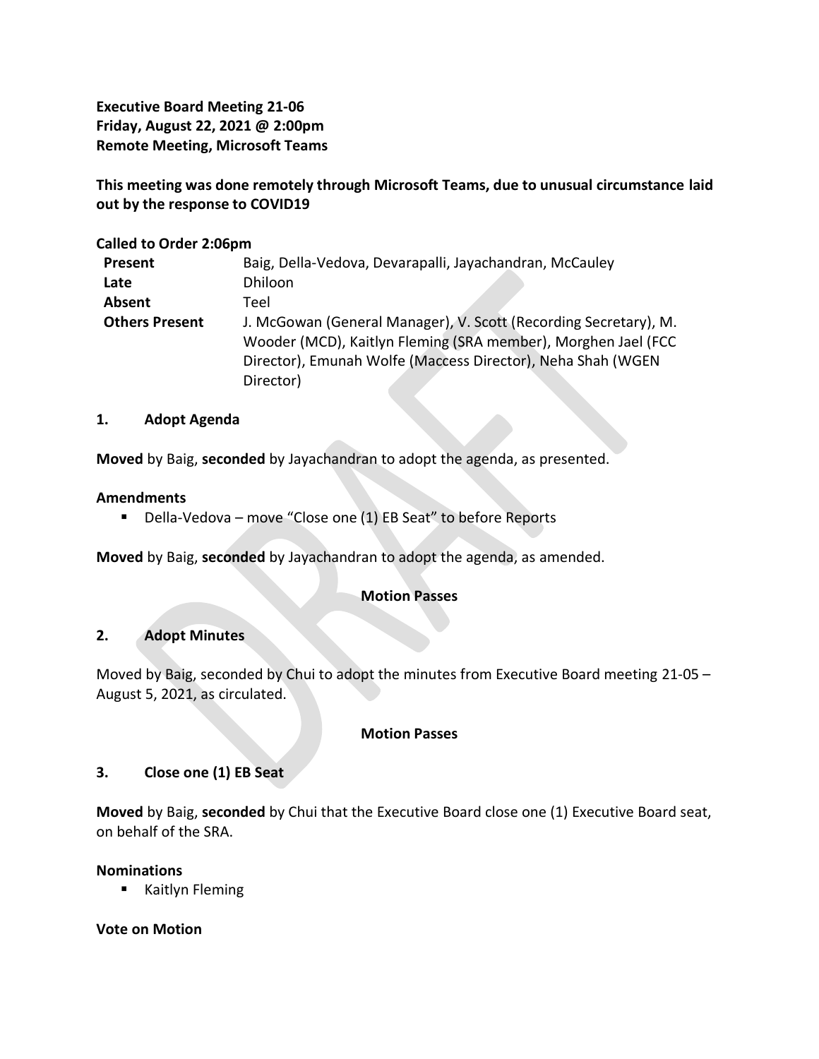**Executive Board Meeting 21-06**
**Friday, August 22, 2021 @ 2:00pm**
**Remote Meeting, Microsoft Teams**

**This meeting was done remotely through Microsoft Teams, due to unusual circumstance laid out by the response to COVID19**

**Called to Order 2:06pm**

| | |
|---|---|
| **Present** | Baig, Della-Vedova, Devarapalli, Jayachandran, McCauley |
| **Late** | Dhiloon |
| **Absent** | Teel |
| **Others Present** | J. McGowan (General Manager), V. Scott (Recording Secretary), M. Wooder (MCD), Kaitlyn Fleming (SRA member), Morghen Jael (FCC Director), Emunah Wolfe (Maccess Director), Neha Shah (WGEN Director) |

## 1. Adopt Agenda

**Moved** by Baig, **seconded** by Jayachandran to adopt the agenda, as presented.

**Amendments**

- Della-Vedova – move "Close one (1) EB Seat" to before Reports

**Moved** by Baig, **seconded** by Jayachandran to adopt the agenda, as amended.

**Motion Passes**

## 2. Adopt Minutes

Moved by Baig, seconded by Chui to adopt the minutes from Executive Board meeting 21-05 – August 5, 2021, as circulated.

**Motion Passes**

## 3. Close one (1) EB Seat

**Moved** by Baig, **seconded** by Chui that the Executive Board close one (1) Executive Board seat, on behalf of the SRA.

**Nominations**

- Kaitlyn Fleming

**Vote on Motion**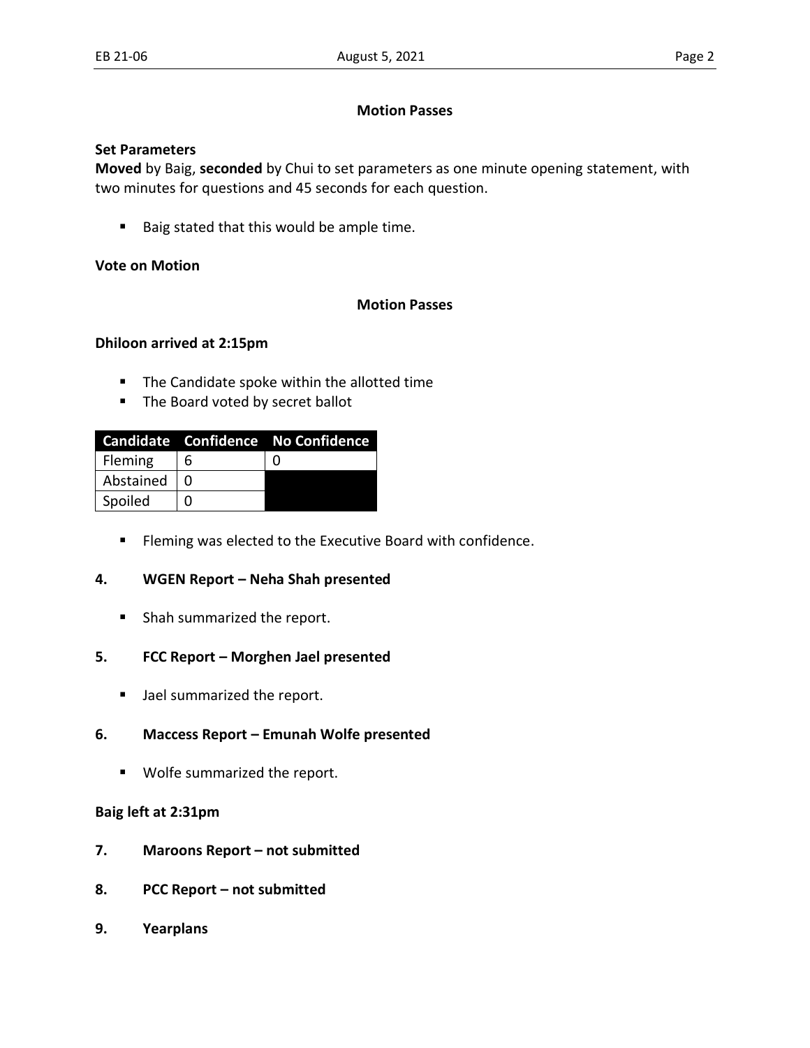**Motion Passes**

**Set Parameters**

**Moved** by Baig, **seconded** by Chui to set parameters as one minute opening statement, with two minutes for questions and 45 seconds for each question.

- Baig stated that this would be ample time.

**Vote on Motion**

**Motion Passes**

**Dhiloon arrived at 2:15pm**

- The Candidate spoke within the allotted time
- The Board voted by secret ballot

| Candidate | Confidence | No Confidence |
| --- | --- | --- |
| Fleming | 6 | 0 |
| Abstained | 0 | |
| Spoiled | 0 | |

- Fleming was elected to the Executive Board with confidence.

**4. WGEN Report – Neha Shah presented**

- Shah summarized the report.

**5. FCC Report – Morghen Jael presented**

- Jael summarized the report.

**6. Maccess Report – Emunah Wolfe presented**

- Wolfe summarized the report.

**Baig left at 2:31pm**

**7. Maroons Report – not submitted**

**8. PCC Report – not submitted**

**9. Yearplans**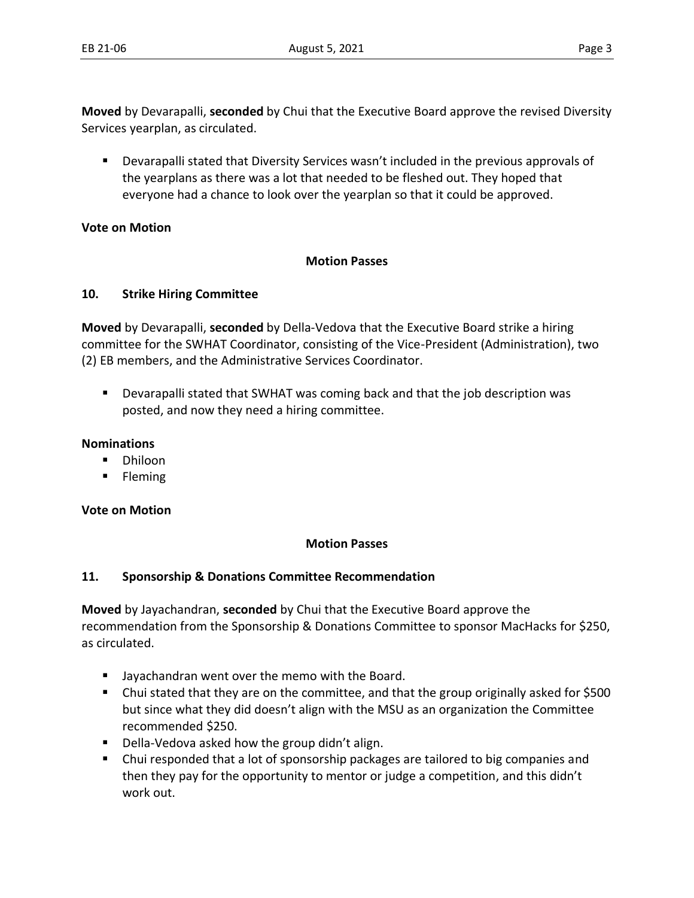**Moved** by Devarapalli, **seconded** by Chui that the Executive Board approve the revised Diversity Services yearplan, as circulated.

- Devarapalli stated that Diversity Services wasn't included in the previous approvals of the yearplans as there was a lot that needed to be fleshed out. They hoped that everyone had a chance to look over the yearplan so that it could be approved.

**Vote on Motion**

**Motion Passes**

## 10. Strike Hiring Committee

**Moved** by Devarapalli, **seconded** by Della-Vedova that the Executive Board strike a hiring committee for the SWHAT Coordinator, consisting of the Vice-President (Administration), two (2) EB members, and the Administrative Services Coordinator.

- Devarapalli stated that SWHAT was coming back and that the job description was posted, and now they need a hiring committee.

**Nominations**

- Dhiloon
- Fleming

**Vote on Motion**

**Motion Passes**

## 11. Sponsorship & Donations Committee Recommendation

**Moved** by Jayachandran, **seconded** by Chui that the Executive Board approve the recommendation from the Sponsorship & Donations Committee to sponsor MacHacks for $250, as circulated.

- Jayachandran went over the memo with the Board.
- Chui stated that they are on the committee, and that the group originally asked for $500 but since what they did doesn't align with the MSU as an organization the Committee recommended $250.
- Della-Vedova asked how the group didn't align.
- Chui responded that a lot of sponsorship packages are tailored to big companies and then they pay for the opportunity to mentor or judge a competition, and this didn't work out.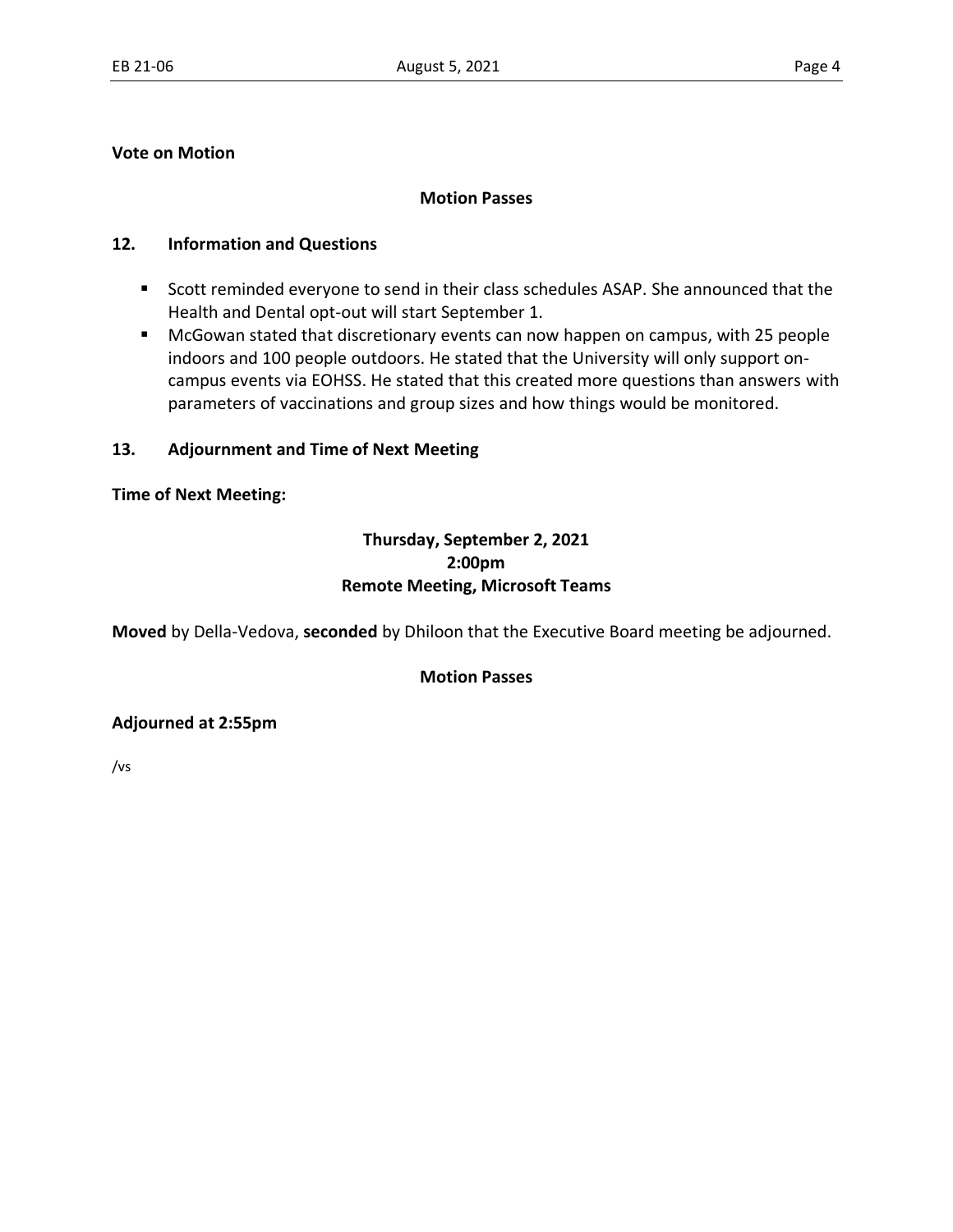**Vote on Motion**

**Motion Passes**

## 12. Information and Questions

- Scott reminded everyone to send in their class schedules ASAP. She announced that the Health and Dental opt-out will start September 1.
- McGowan stated that discretionary events can now happen on campus, with 25 people indoors and 100 people outdoors. He stated that the University will only support on-campus events via EOHSS. He stated that this created more questions than answers with parameters of vaccinations and group sizes and how things would be monitored.

## 13. Adjournment and Time of Next Meeting

**Time of Next Meeting:**

**Thursday, September 2, 2021**
**2:00pm**
**Remote Meeting, Microsoft Teams**

**Moved** by Della-Vedova, **seconded** by Dhiloon that the Executive Board meeting be adjourned.

**Motion Passes**

**Adjourned at 2:55pm**

/vs